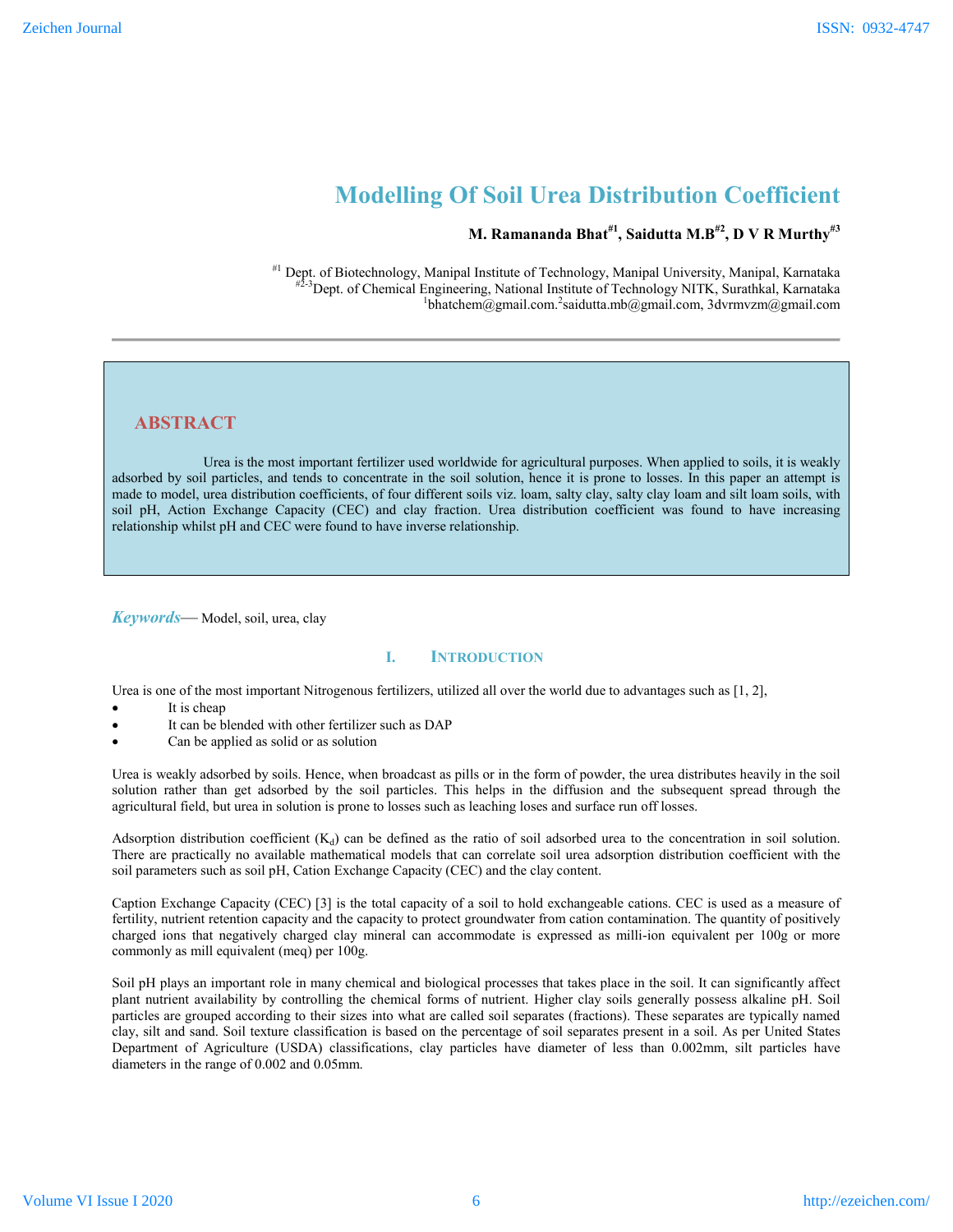# Modelling Of Soil Urea Distribution Coefficient

**M. Ramananda Bhat[#1], Saidutta M.B[#2], D V R Murthy[#3]**

[#1] Dept. of Biotechnology, Manipal Institute of Technology, Manipal University, Manipal, Karnataka
[#2-3] Dept. of Chemical Engineering, National Institute of Technology NITK, Surathkal, Karnataka
[1]bhatchem@gmail.com.[2]saidutta.mb@gmail.com, 3dvrmvzm@gmail.com

---

## ABSTRACT

Urea is the most important fertilizer used worldwide for agricultural purposes. When applied to soils, it is weakly adsorbed by soil particles, and tends to concentrate in the soil solution, hence it is prone to losses. In this paper an attempt is made to model, urea distribution coefficients, of four different soils viz. loam, salty clay, salty clay loam and silt loam soils, with soil pH, Action Exchange Capacity (CEC) and clay fraction. Urea distribution coefficient was found to have increasing relationship whilst pH and CEC were found to have inverse relationship.

***Keywords***— Model, soil, urea, clay

## I. INTRODUCTION

Urea is one of the most important Nitrogenous fertilizers, utilized all over the world due to advantages such as [1, 2],

- It is cheap
- It can be blended with other fertilizer such as DAP
- Can be applied as solid or as solution

Urea is weakly adsorbed by soils. Hence, when broadcast as pills or in the form of powder, the urea distributes heavily in the soil solution rather than get adsorbed by the soil particles. This helps in the diffusion and the subsequent spread through the agricultural field, but urea in solution is prone to losses such as leaching loses and surface run off losses.

Adsorption distribution coefficient ($K_d$) can be defined as the ratio of soil adsorbed urea to the concentration in soil solution. There are practically no available mathematical models that can correlate soil urea adsorption distribution coefficient with the soil parameters such as soil pH, Cation Exchange Capacity (CEC) and the clay content.

Caption Exchange Capacity (CEC) [3] is the total capacity of a soil to hold exchangeable cations. CEC is used as a measure of fertility, nutrient retention capacity and the capacity to protect groundwater from cation contamination. The quantity of positively charged ions that negatively charged clay mineral can accommodate is expressed as milli-ion equivalent per 100g or more commonly as mill equivalent (meq) per 100g.

Soil pH plays an important role in many chemical and biological processes that takes place in the soil. It can significantly affect plant nutrient availability by controlling the chemical forms of nutrient. Higher clay soils generally possess alkaline pH. Soil particles are grouped according to their sizes into what are called soil separates (fractions). These separates are typically named clay, silt and sand. Soil texture classification is based on the percentage of soil separates present in a soil. As per United States Department of Agriculture (USDA) classifications, clay particles have diameter of less than 0.002mm, silt particles have diameters in the range of 0.002 and 0.05mm.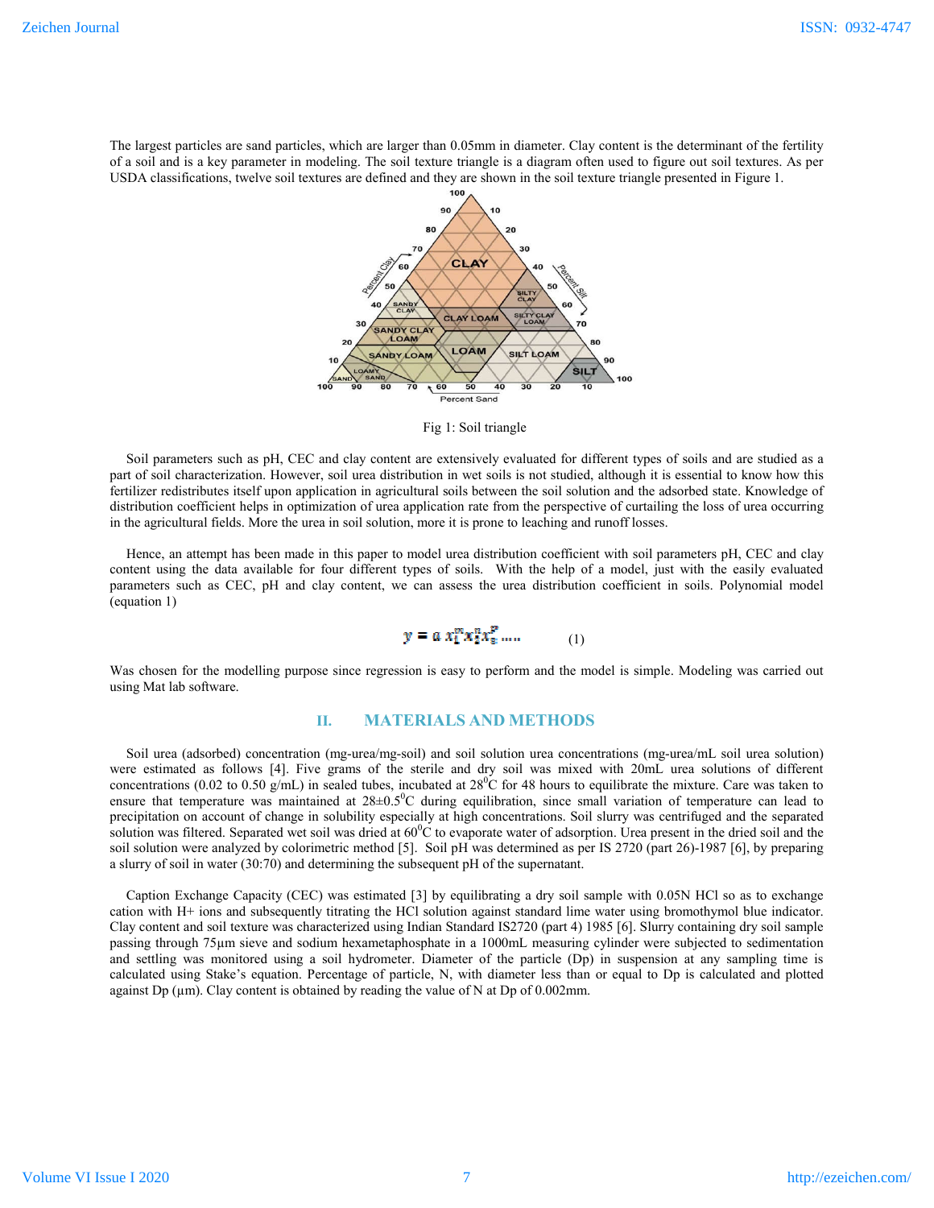The largest particles are sand particles, which are larger than 0.05mm in diameter. Clay content is the determinant of the fertility of a soil and is a key parameter in modeling. The soil texture triangle is a diagram often used to figure out soil textures. As per USDA classifications, twelve soil textures are defined and they are shown in the soil texture triangle presented in Figure 1.

Fig 1: Soil triangle

Soil parameters such as pH, CEC and clay content are extensively evaluated for different types of soils and are studied as a part of soil characterization. However, soil urea distribution in wet soils is not studied, although it is essential to know how this fertilizer redistributes itself upon application in agricultural soils between the soil solution and the adsorbed state. Knowledge of distribution coefficient helps in optimization of urea application rate from the perspective of curtailing the loss of urea occurring in the agricultural fields. More the urea in soil solution, more it is prone to leaching and runoff losses.

Hence, an attempt has been made in this paper to model urea distribution coefficient with soil parameters pH, CEC and clay content using the data available for four different types of soils. With the help of a model, just with the easily evaluated parameters such as CEC, pH and clay content, we can assess the urea distribution coefficient in soils. Polynomial model (equation 1)

$$y = a\, x_1^m x_2^n x_3^p \ldots \quad (1)$$

Was chosen for the modelling purpose since regression is easy to perform and the model is simple. Modeling was carried out using Mat lab software.

## II. MATERIALS AND METHODS

Soil urea (adsorbed) concentration (mg-urea/mg-soil) and soil solution urea concentrations (mg-urea/mL soil urea solution) were estimated as follows [4]. Five grams of the sterile and dry soil was mixed with 20mL urea solutions of different concentrations (0.02 to 0.50 g/mL) in sealed tubes, incubated at $28^0$C for 48 hours to equilibrate the mixture. Care was taken to ensure that temperature was maintained at $28 \pm 0.5^0$C during equilibration, since small variation of temperature can lead to precipitation on account of change in solubility especially at high concentrations. Soil slurry was centrifuged and the separated solution was filtered. Separated wet soil was dried at $60^0$C to evaporate water of adsorption. Urea present in the dried soil and the soil solution were analyzed by colorimetric method [5]. Soil pH was determined as per IS 2720 (part 26)-1987 [6], by preparing a slurry of soil in water (30:70) and determining the subsequent pH of the supernatant.

Caption Exchange Capacity (CEC) was estimated [3] by equilibrating a dry soil sample with 0.05N HCl so as to exchange cation with $H^+$ ions and subsequently titrating the HCl solution against standard lime water using bromothymol blue indicator. Clay content and soil texture was characterized using Indian Standard IS2720 (part 4) 1985 [6]. Slurry containing dry soil sample passing through 75μm sieve and sodium hexametaphosphate in a 1000mL measuring cylinder were subjected to sedimentation and settling was monitored using a soil hydrometer. Diameter of the particle (Dp) in suspension at any sampling time is calculated using Stake's equation. Percentage of particle, N, with diameter less than or equal to Dp is calculated and plotted against Dp (μm). Clay content is obtained by reading the value of N at Dp of 0.002mm.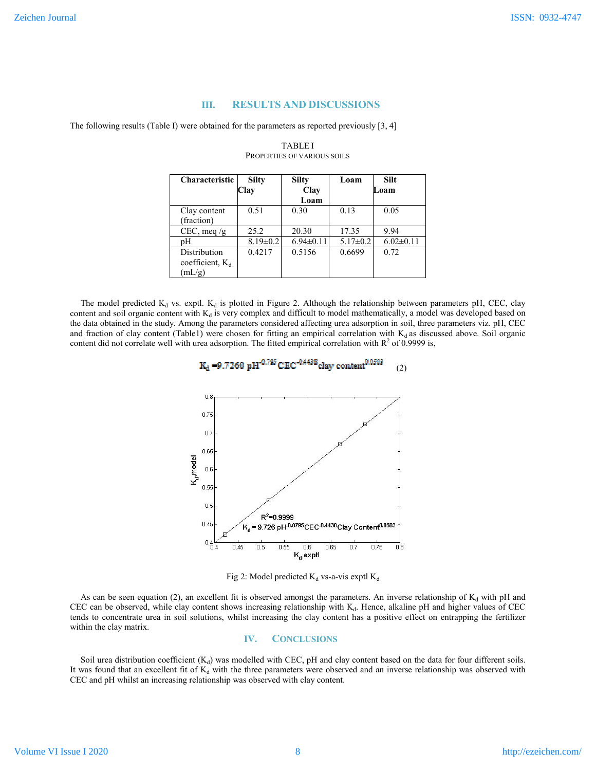## III. RESULTS AND DISCUSSIONS

The following results (Table I) were obtained for the parameters as reported previously [3, 4]

TABLE I
PROPERTIES OF VARIOUS SOILS

| Characteristic | Silty Clay | Silty Clay Loam | Loam | Silt Loam |
|---|---|---|---|---|
| Clay content (fraction) | 0.51 | 0.30 | 0.13 | 0.05 |
| CEC, meq /g | 25.2 | 20.30 | 17.35 | 9.94 |
| pH | 8.19±0.2 | 6.94±0.11 | 5.17±0.2 | 6.02±0.11 |
| Distribution coefficient, $K_d$ (mL/g) | 0.4217 | 0.5156 | 0.6699 | 0.72 |

The model predicted $K_d$ vs. exptl. $K_d$ is plotted in Figure 2. Although the relationship between parameters pH, CEC, clay content and soil organic content with $K_d$ is very complex and difficult to model mathematically, a model was developed based on the data obtained in the study. Among the parameters considered affecting urea adsorption in soil, three parameters viz. pH, CEC and fraction of clay content (Table1) were chosen for fitting an empirical correlation with $K_d$ as discussed above. Soil organic content did not correlate well with urea adsorption. The fitted empirical correlation with $R^2$ of 0.9999 is,

$$K_d = 9.7260\ pH^{-0.795}\ CEC^{-0.4438}\ clay\ content^{0.0503} \tag{2}$$

Fig 2: Model predicted $K_d$ vs-a-vis exptl $K_d$

As can be seen equation (2), an excellent fit is observed amongst the parameters. An inverse relationship of $K_d$ with pH and CEC can be observed, while clay content shows increasing relationship with $K_d$. Hence, alkaline pH and higher values of CEC tends to concentrate urea in soil solutions, whilst increasing the clay content has a positive effect on entrapping the fertilizer within the clay matrix.

## IV. CONCLUSIONS

Soil urea distribution coefficient ($K_d$) was modelled with CEC, pH and clay content based on the data for four different soils. It was found that an excellent fit of $K_d$ with the three parameters were observed and an inverse relationship was observed with CEC and pH whilst an increasing relationship was observed with clay content.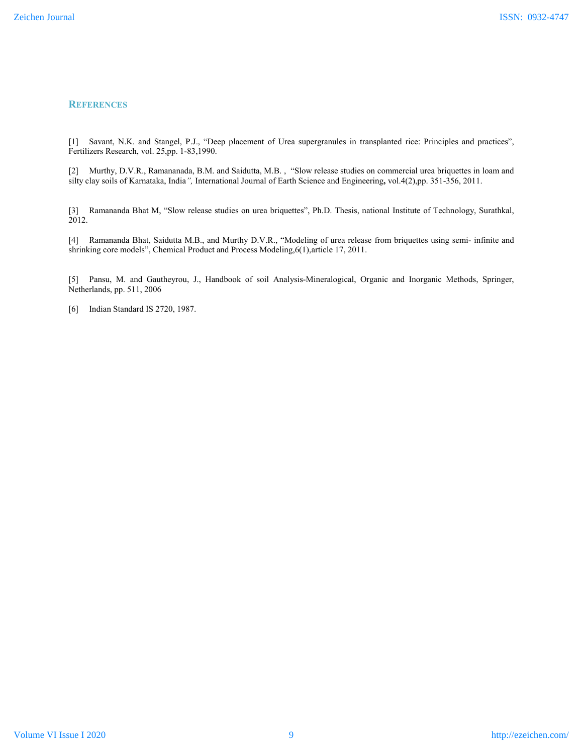## REFERENCES

[1] Savant, N.K. and Stangel, P.J., "Deep placement of Urea supergranules in transplanted rice: Principles and practices", Fertilizers Research, vol. 25,pp. 1-83,1990.

[2] Murthy, D.V.R., Ramananada, B.M. and Saidutta, M.B. , "Slow release studies on commercial urea briquettes in loam and silty clay soils of Karnataka, India*",* International Journal of Earth Science and Engineering**,** vol.4(2),pp. 351-356, 2011.

[3] Ramananda Bhat M, "Slow release studies on urea briquettes", Ph.D. Thesis, national Institute of Technology, Surathkal, 2012.

[4] Ramananda Bhat, Saidutta M.B., and Murthy D.V.R., "Modeling of urea release from briquettes using semi- infinite and shrinking core models", Chemical Product and Process Modeling,6(1),article 17, 2011.

[5] Pansu, M. and Gautheyrou, J., Handbook of soil Analysis-Mineralogical, Organic and Inorganic Methods, Springer, Netherlands, pp. 511, 2006

[6] Indian Standard IS 2720, 1987.